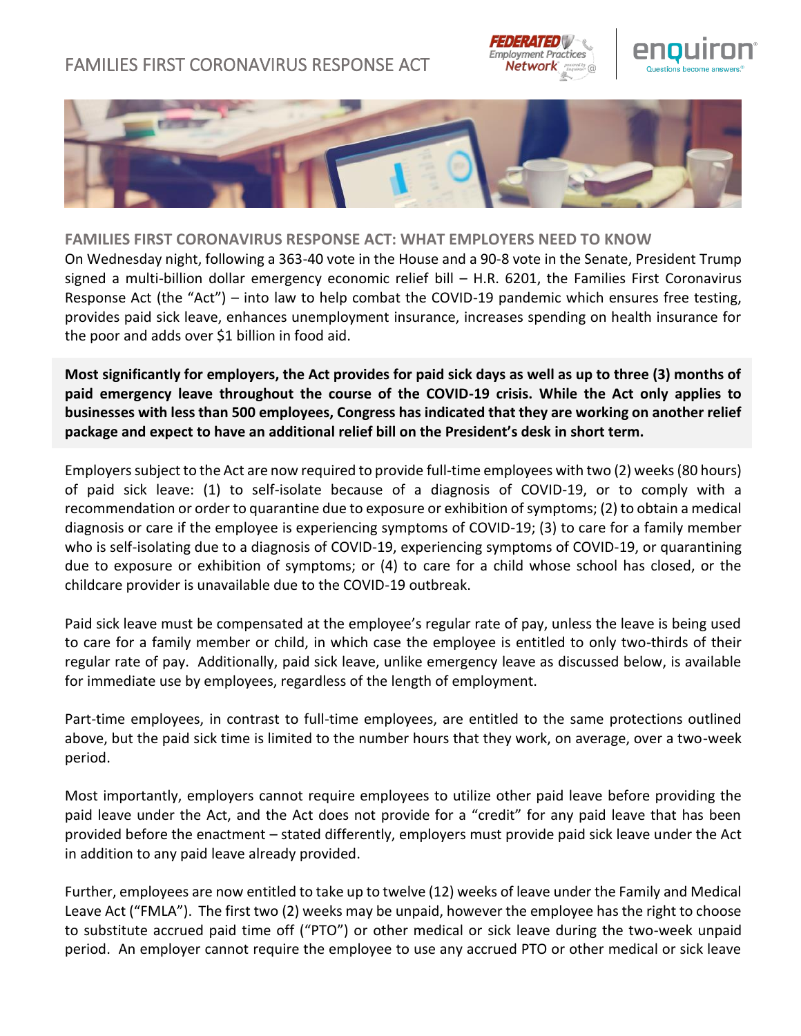# FAMILIES FIRST CORONAVIRUS RESPONSE ACT

## FAMILIES FIRST CORONAVIRUS RESPONSE ACT: WHAT EMPLOYERS NEED TO KNOW

On Wednesday night, following a 363-40 vote in the House and a 90-8 vote in the Senate, President Trump signed a multi-billion dollar emergency economic relief bill – H.R. 6201, the Families First Coronavirus Response Act (the "Act") – into law to help combat the COVID-19 pandemic which ensures free testing, provides paid sick leave, enhances unemployment insurance, increases spending on health insurance for the poor and adds over $1 billion in food aid.

**Most significantly for employers, the Act provides for paid sick days as well as up to three (3) months of paid emergency leave throughout the course of the COVID-19 crisis. While the Act only applies to businesses with less than 500 employees, Congress has indicated that they are working on another relief package and expect to have an additional relief bill on the President's desk in short term.**

Employers subject to the Act are now required to provide full-time employees with two (2) weeks (80 hours) of paid sick leave: (1) to self-isolate because of a diagnosis of COVID-19, or to comply with a recommendation or order to quarantine due to exposure or exhibition of symptoms; (2) to obtain a medical diagnosis or care if the employee is experiencing symptoms of COVID-19; (3) to care for a family member who is self-isolating due to a diagnosis of COVID-19, experiencing symptoms of COVID-19, or quarantining due to exposure or exhibition of symptoms; or (4) to care for a child whose school has closed, or the childcare provider is unavailable due to the COVID-19 outbreak.

Paid sick leave must be compensated at the employee's regular rate of pay, unless the leave is being used to care for a family member or child, in which case the employee is entitled to only two-thirds of their regular rate of pay. Additionally, paid sick leave, unlike emergency leave as discussed below, is available for immediate use by employees, regardless of the length of employment.

Part-time employees, in contrast to full-time employees, are entitled to the same protections outlined above, but the paid sick time is limited to the number hours that they work, on average, over a two-week period.

Most importantly, employers cannot require employees to utilize other paid leave before providing the paid leave under the Act, and the Act does not provide for a "credit" for any paid leave that has been provided before the enactment – stated differently, employers must provide paid sick leave under the Act in addition to any paid leave already provided.

Further, employees are now entitled to take up to twelve (12) weeks of leave under the Family and Medical Leave Act ("FMLA"). The first two (2) weeks may be unpaid, however the employee has the right to choose to substitute accrued paid time off ("PTO") or other medical or sick leave during the two-week unpaid period. An employer cannot require the employee to use any accrued PTO or other medical or sick leave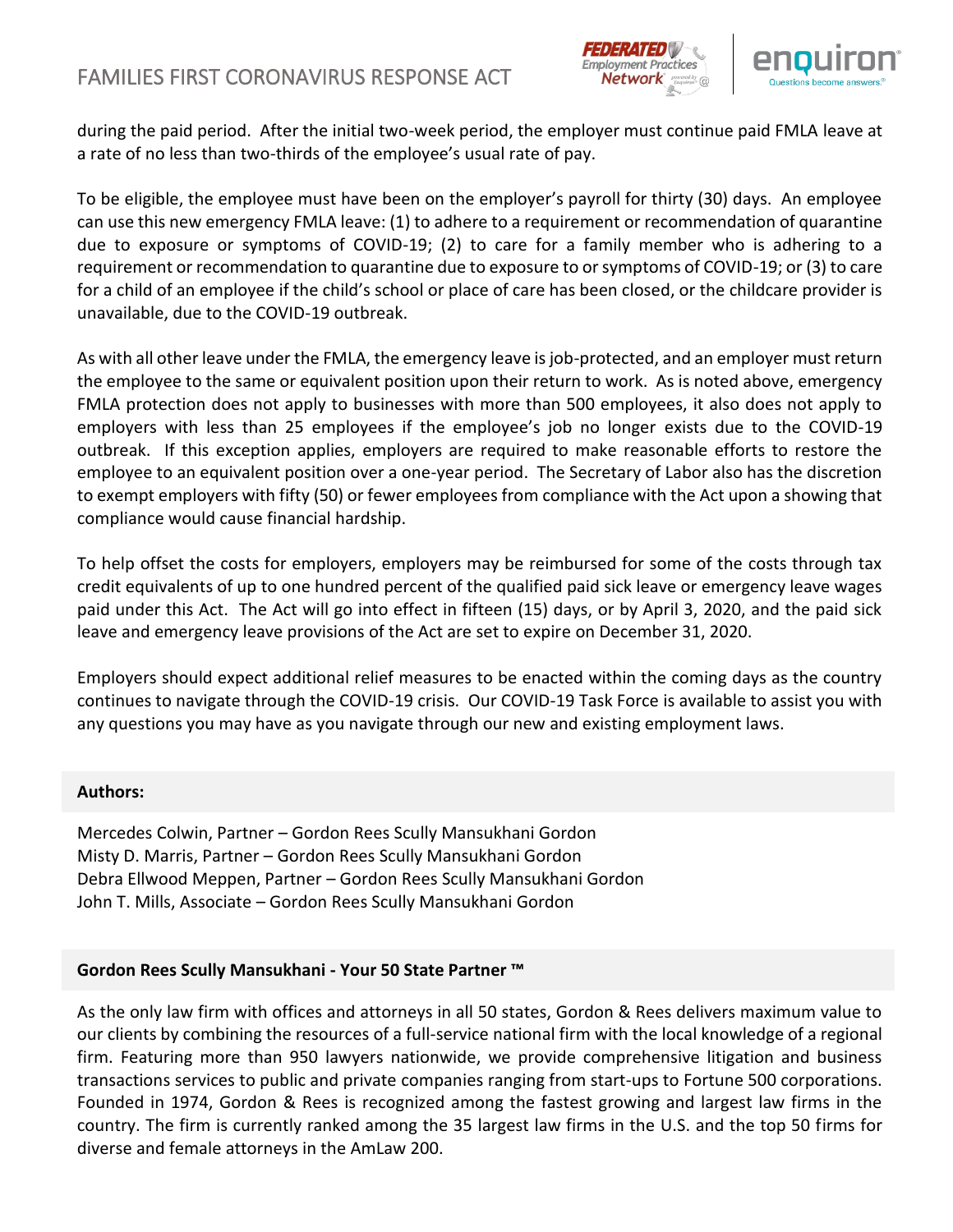during the paid period. After the initial two-week period, the employer must continue paid FMLA leave at a rate of no less than two-thirds of the employee's usual rate of pay.

To be eligible, the employee must have been on the employer's payroll for thirty (30) days. An employee can use this new emergency FMLA leave: (1) to adhere to a requirement or recommendation of quarantine due to exposure or symptoms of COVID-19; (2) to care for a family member who is adhering to a requirement or recommendation to quarantine due to exposure to or symptoms of COVID-19; or (3) to care for a child of an employee if the child's school or place of care has been closed, or the childcare provider is unavailable, due to the COVID-19 outbreak.

As with all other leave under the FMLA, the emergency leave is job-protected, and an employer must return the employee to the same or equivalent position upon their return to work. As is noted above, emergency FMLA protection does not apply to businesses with more than 500 employees, it also does not apply to employers with less than 25 employees if the employee's job no longer exists due to the COVID-19 outbreak. If this exception applies, employers are required to make reasonable efforts to restore the employee to an equivalent position over a one-year period. The Secretary of Labor also has the discretion to exempt employers with fifty (50) or fewer employees from compliance with the Act upon a showing that compliance would cause financial hardship.

To help offset the costs for employers, employers may be reimbursed for some of the costs through tax credit equivalents of up to one hundred percent of the qualified paid sick leave or emergency leave wages paid under this Act. The Act will go into effect in fifteen (15) days, or by April 3, 2020, and the paid sick leave and emergency leave provisions of the Act are set to expire on December 31, 2020.

Employers should expect additional relief measures to be enacted within the coming days as the country continues to navigate through the COVID-19 crisis. Our COVID-19 Task Force is available to assist you with any questions you may have as you navigate through our new and existing employment laws.

**Authors:**

Mercedes Colwin, Partner – Gordon Rees Scully Mansukhani Gordon
Misty D. Marris, Partner – Gordon Rees Scully Mansukhani Gordon
Debra Ellwood Meppen, Partner – Gordon Rees Scully Mansukhani Gordon
John T. Mills, Associate – Gordon Rees Scully Mansukhani Gordon

**Gordon Rees Scully Mansukhani - Your 50 State Partner ™**

As the only law firm with offices and attorneys in all 50 states, Gordon & Rees delivers maximum value to our clients by combining the resources of a full-service national firm with the local knowledge of a regional firm. Featuring more than 950 lawyers nationwide, we provide comprehensive litigation and business transactions services to public and private companies ranging from start-ups to Fortune 500 corporations. Founded in 1974, Gordon & Rees is recognized among the fastest growing and largest law firms in the country. The firm is currently ranked among the 35 largest law firms in the U.S. and the top 50 firms for diverse and female attorneys in the AmLaw 200.